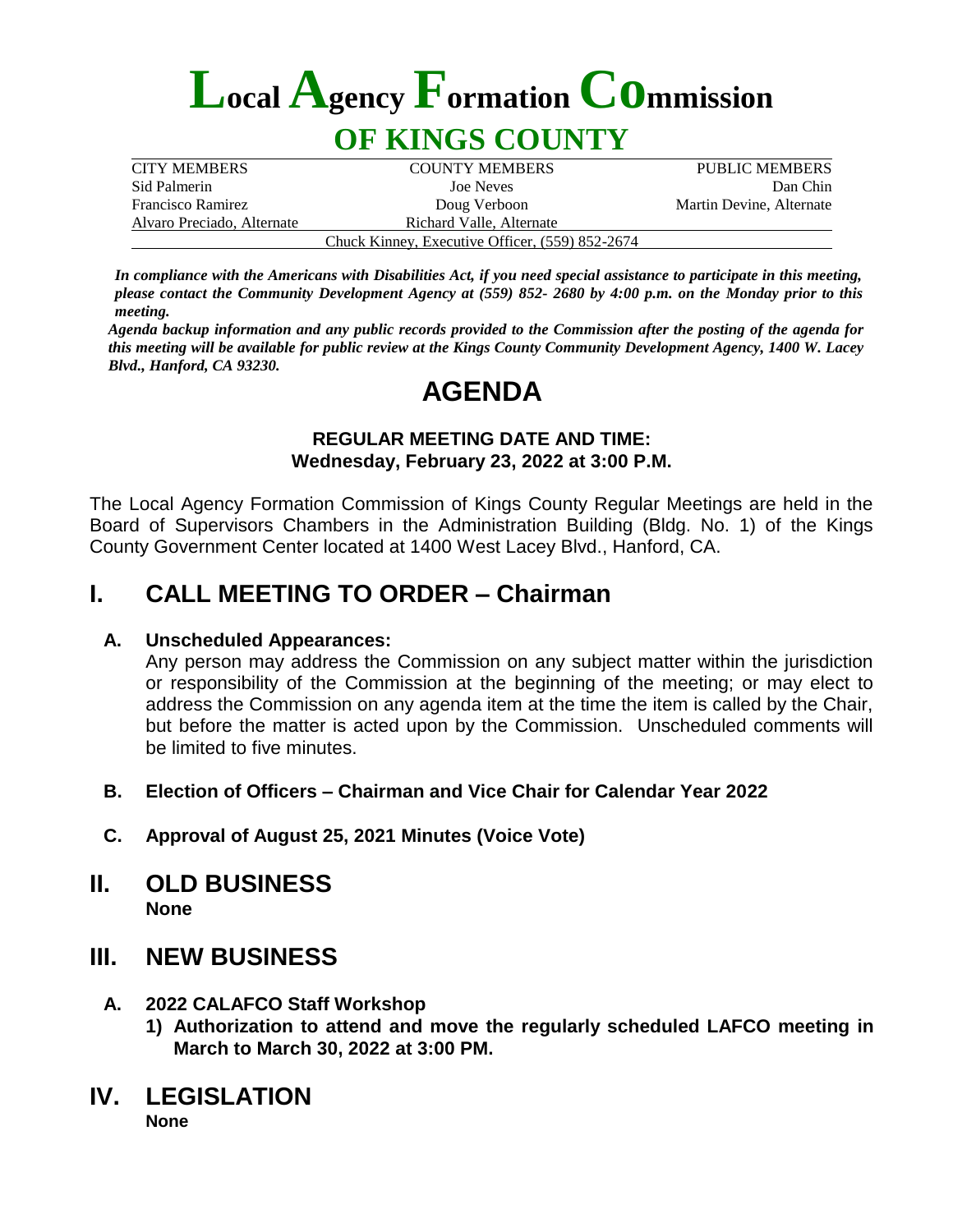# Local Agency Formation Commission

## OF KINGS COUNTY

| CITY MEMBERS | COUNTY MEMBERS | PUBLIC MEMBERS |
|---|---|---|
| Sid Palmerin | Joe Neves | Dan Chin |
| Francisco Ramirez | Doug Verboon | Martin Devine, Alternate |
| Alvaro Preciado, Alternate | Richard Valle, Alternate | |

Chuck Kinney, Executive Officer, (559) 852-2674

***In compliance with the Americans with Disabilities Act, if you need special assistance to participate in this meeting, please contact the Community Development Agency at (559) 852- 2680 by 4:00 p.m. on the Monday prior to this meeting.***

***Agenda backup information and any public records provided to the Commission after the posting of the agenda for this meeting will be available for public review at the Kings County Community Development Agency, 1400 W. Lacey Blvd., Hanford, CA 93230.***

# AGENDA

**REGULAR MEETING DATE AND TIME:**
**Wednesday, February 23, 2022 at 3:00 P.M.**

The Local Agency Formation Commission of Kings County Regular Meetings are held in the Board of Supervisors Chambers in the Administration Building (Bldg. No. 1) of the Kings County Government Center located at 1400 West Lacey Blvd., Hanford, CA.

## I. CALL MEETING TO ORDER – Chairman

**A. Unscheduled Appearances:**

Any person may address the Commission on any subject matter within the jurisdiction or responsibility of the Commission at the beginning of the meeting; or may elect to address the Commission on any agenda item at the time the item is called by the Chair, but before the matter is acted upon by the Commission. Unscheduled comments will be limited to five minutes.

**B. Election of Officers – Chairman and Vice Chair for Calendar Year 2022**

**C. Approval of August 25, 2021 Minutes (Voice Vote)**

## II. OLD BUSINESS

**None**

## III. NEW BUSINESS

**A. 2022 CALAFCO Staff Workshop**

**1) Authorization to attend and move the regularly scheduled LAFCO meeting in March to March 30, 2022 at 3:00 PM.**

## IV. LEGISLATION

**None**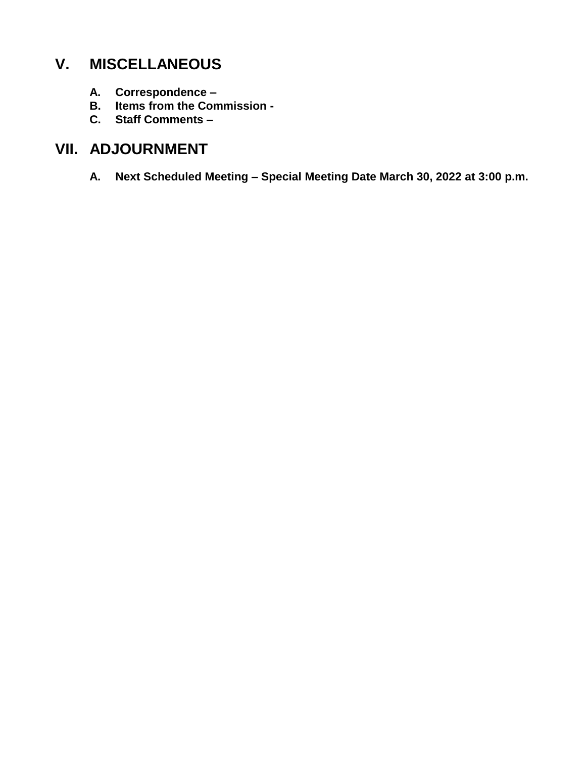## V. MISCELLANEOUS

**A. Correspondence –**
**B. Items from the Commission -**
**C. Staff Comments –**

## VII. ADJOURNMENT

**A. Next Scheduled Meeting – Special Meeting Date March 30, 2022 at 3:00 p.m.**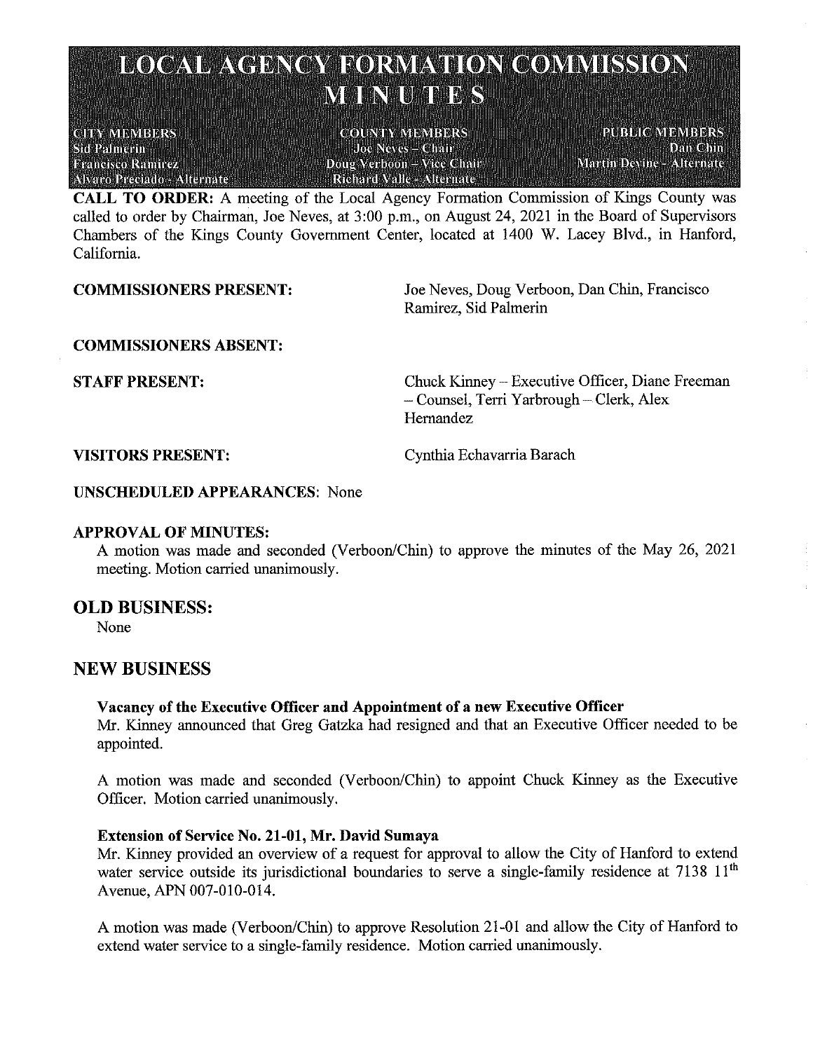# LOCAL AGENCY FORMATION COMMISSION MINUTES

| CITY MEMBERS | COUNTY MEMBERS | PUBLIC MEMBERS |
| --- | --- | --- |
| Sid Palmerin | Joe Neves – Chair | Dan Chin |
| Francisco Ramirez | Doug Verboon – Vice Chair | Martin Devine - Alternate |
| Alvaro Preciado - Alternate | Richard Valle - Alternate | |

**CALL TO ORDER:** A meeting of the Local Agency Formation Commission of Kings County was called to order by Chairman, Joe Neves, at 3:00 p.m., on August 24, 2021 in the Board of Supervisors Chambers of the Kings County Government Center, located at 1400 W. Lacey Blvd., in Hanford, California.

**COMMISSIONERS PRESENT:** Joe Neves, Doug Verboon, Dan Chin, Francisco Ramirez, Sid Palmerin

**COMMISSIONERS ABSENT:**

**STAFF PRESENT:** Chuck Kinney – Executive Officer, Diane Freeman – Counsel, Terri Yarbrough – Clerk, Alex Hernandez

**VISITORS PRESENT:** Cynthia Echavarria Barach

**UNSCHEDULED APPEARANCES:** None

**APPROVAL OF MINUTES:**

A motion was made and seconded (Verboon/Chin) to approve the minutes of the May 26, 2021 meeting. Motion carried unanimously.

## OLD BUSINESS:

None

## NEW BUSINESS

**Vacancy of the Executive Officer and Appointment of a new Executive Officer**

Mr. Kinney announced that Greg Gatzka had resigned and that an Executive Officer needed to be appointed.

A motion was made and seconded (Verboon/Chin) to appoint Chuck Kinney as the Executive Officer. Motion carried unanimously.

**Extension of Service No. 21-01, Mr. David Sumaya**

Mr. Kinney provided an overview of a request for approval to allow the City of Hanford to extend water service outside its jurisdictional boundaries to serve a single-family residence at 7138 11th Avenue, APN 007-010-014.

A motion was made (Verboon/Chin) to approve Resolution 21-01 and allow the City of Hanford to extend water service to a single-family residence. Motion carried unanimously.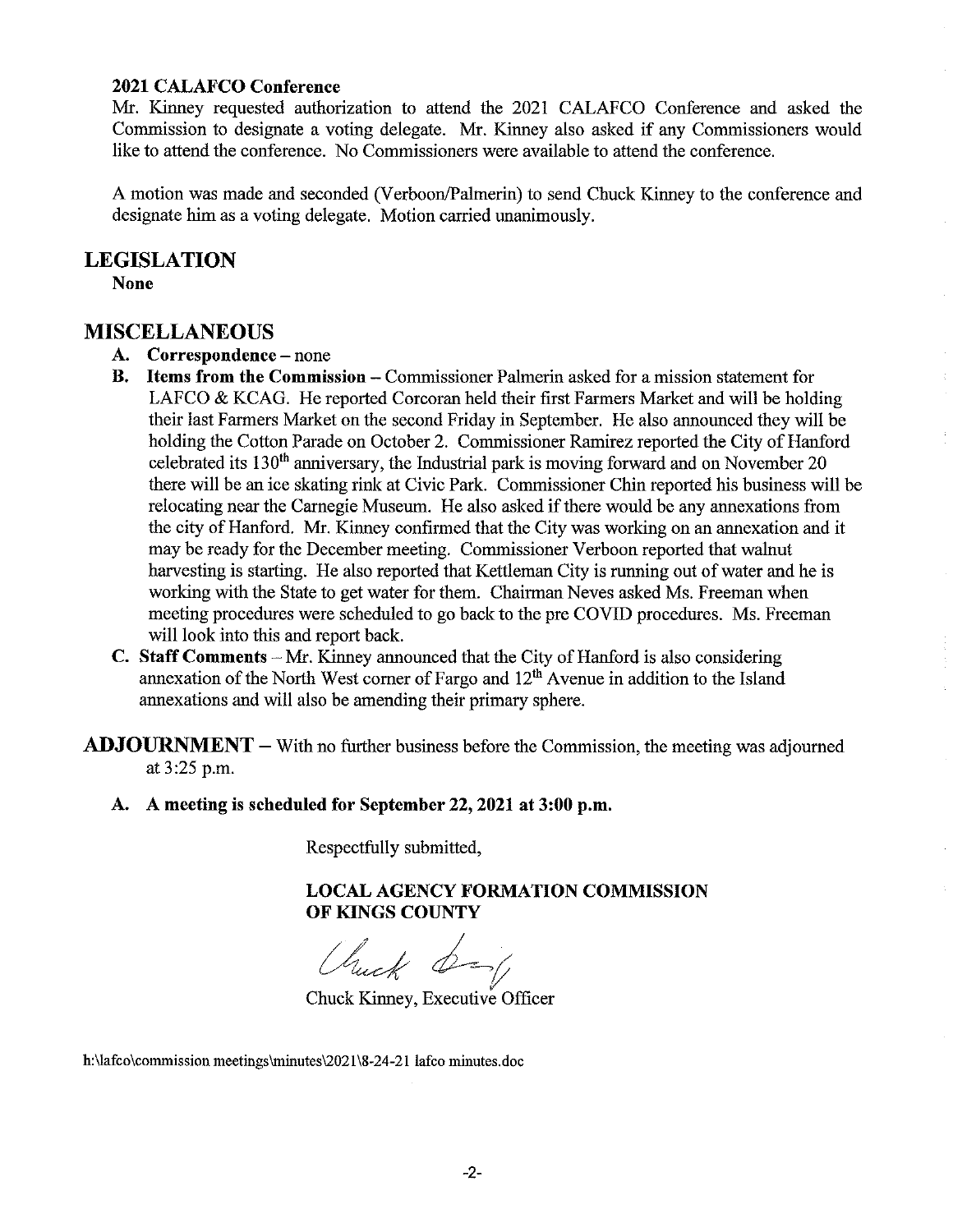**2021 CALAFCO Conference**

Mr. Kinney requested authorization to attend the 2021 CALAFCO Conference and asked the Commission to designate a voting delegate. Mr. Kinney also asked if any Commissioners would like to attend the conference. No Commissioners were available to attend the conference.

A motion was made and seconded (Verboon/Palmerin) to send Chuck Kinney to the conference and designate him as a voting delegate. Motion carried unanimously.

## LEGISLATION

**None**

## MISCELLANEOUS

A. **Correspondence** – none

B. **Items from the Commission** – Commissioner Palmerin asked for a mission statement for LAFCO & KCAG. He reported Corcoran held their first Farmers Market and will be holding their last Farmers Market on the second Friday in September. He also announced they will be holding the Cotton Parade on October 2. Commissioner Ramirez reported the City of Hanford celebrated its 130th anniversary, the Industrial park is moving forward and on November 20 there will be an ice skating rink at Civic Park. Commissioner Chin reported his business will be relocating near the Carnegie Museum. He also asked if there would be any annexations from the city of Hanford. Mr. Kinney confirmed that the City was working on an annexation and it may be ready for the December meeting. Commissioner Verboon reported that walnut harvesting is starting. He also reported that Kettleman City is running out of water and he is working with the State to get water for them. Chairman Neves asked Ms. Freeman when meeting procedures were scheduled to go back to the pre COVID procedures. Ms. Freeman will look into this and report back.

C. **Staff Comments** – Mr. Kinney announced that the City of Hanford is also considering annexation of the North West corner of Fargo and 12th Avenue in addition to the Island annexations and will also be amending their primary sphere.

**ADJOURNMENT** – With no further business before the Commission, the meeting was adjourned at 3:25 p.m.

A. **A meeting is scheduled for September 22, 2021 at 3:00 p.m.**

Respectfully submitted,

**LOCAL AGENCY FORMATION COMMISSION OF KINGS COUNTY**

Chuck Kinney, Executive Officer

h:\lafco\commission meetings\minutes\2021\8-24-21 lafco minutes.doc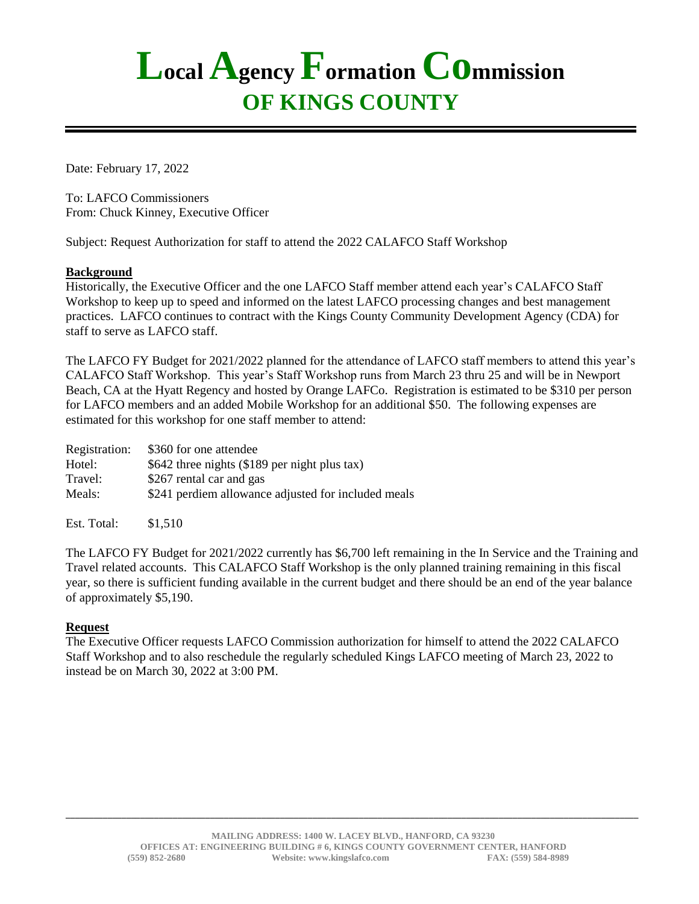# Local Agency Formation Commission
## OF KINGS COUNTY

Date: February 17, 2022

To: LAFCO Commissioners
From: Chuck Kinney, Executive Officer

Subject: Request Authorization for staff to attend the 2022 CALAFCO Staff Workshop

**Background**

Historically, the Executive Officer and the one LAFCO Staff member attend each year's CALAFCO Staff Workshop to keep up to speed and informed on the latest LAFCO processing changes and best management practices. LAFCO continues to contract with the Kings County Community Development Agency (CDA) for staff to serve as LAFCO staff.

The LAFCO FY Budget for 2021/2022 planned for the attendance of LAFCO staff members to attend this year's CALAFCO Staff Workshop. This year's Staff Workshop runs from March 23 thru 25 and will be in Newport Beach, CA at the Hyatt Regency and hosted by Orange LAFCo. Registration is estimated to be $310 per person for LAFCO members and an added Mobile Workshop for an additional $50. The following expenses are estimated for this workshop for one staff member to attend:

| | |
|---|---|
| Registration: | $360 for one attendee |
| Hotel: | $642 three nights ($189 per night plus tax) |
| Travel: | $267 rental car and gas |
| Meals: | $241 perdiem allowance adjusted for included meals |
| Est. Total: | $1,510 |

The LAFCO FY Budget for 2021/2022 currently has $6,700 left remaining in the In Service and the Training and Travel related accounts. This CALAFCO Staff Workshop is the only planned training remaining in this fiscal year, so there is sufficient funding available in the current budget and there should be an end of the year balance of approximately $5,190.

**Request**

The Executive Officer requests LAFCO Commission authorization for himself to attend the 2022 CALAFCO Staff Workshop and to also reschedule the regularly scheduled Kings LAFCO meeting of March 23, 2022 to instead be on March 30, 2022 at 3:00 PM.

MAILING ADDRESS: 1400 W. LACEY BLVD., HANFORD, CA 93230
OFFICES AT: ENGINEERING BUILDING # 6, KINGS COUNTY GOVERNMENT CENTER, HANFORD
(559) 852-2680 Website: www.kingslafco.com FAX: (559) 584-8989